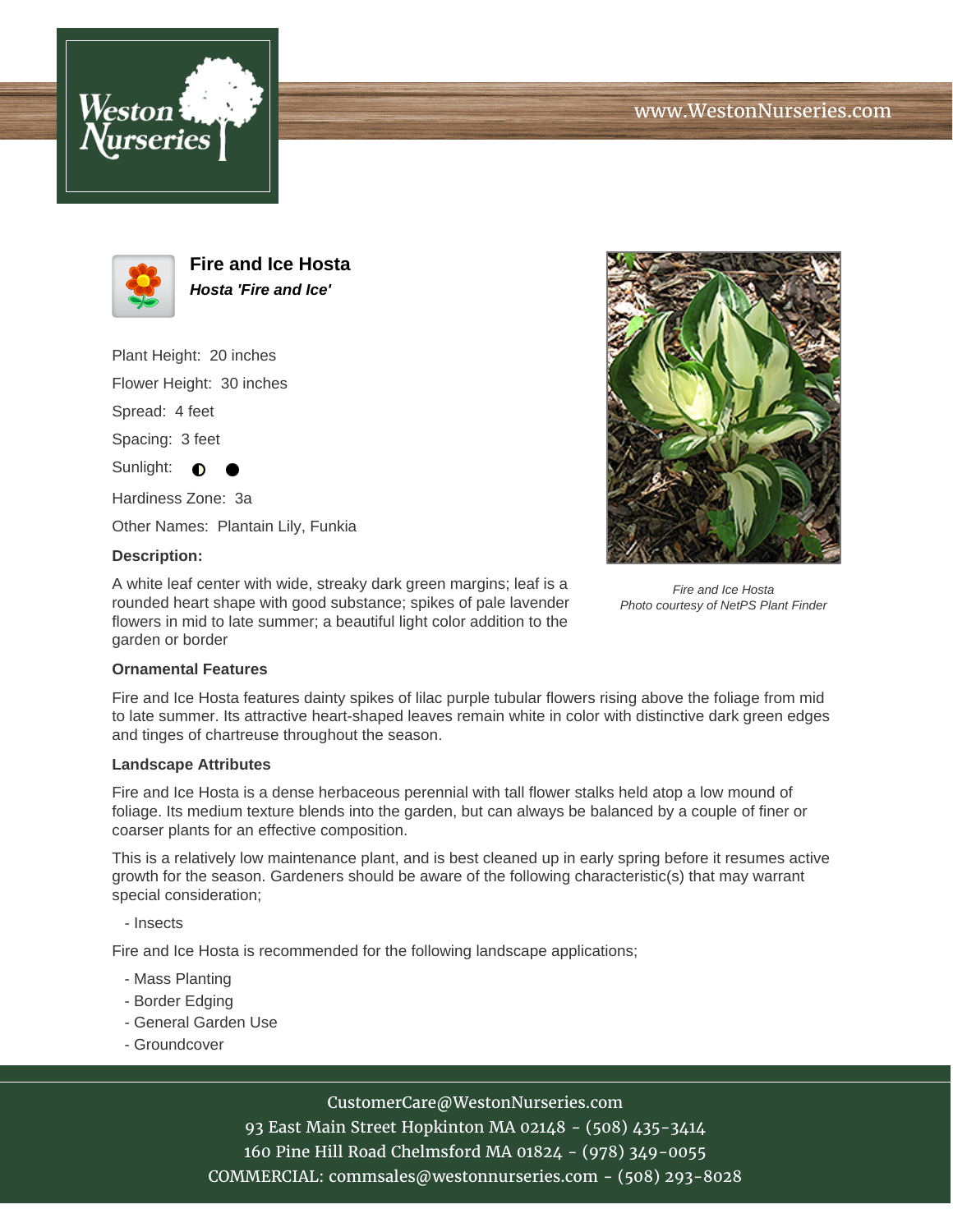# Fire and Ice Hosta

***Hosta 'Fire and Ice'***

Plant Height: 20 inches

Flower Height: 30 inches

Spread: 4 feet

Spacing: 3 feet

Sunlight: ◐ ●

Hardiness Zone: 3a

Other Names: Plantain Lily, Funkia

**Description:**

A white leaf center with wide, streaky dark green margins; leaf is a rounded heart shape with good substance; spikes of pale lavender flowers in mid to late summer; a beautiful light color addition to the garden or border

*Fire and Ice Hosta*
*Photo courtesy of NetPS Plant Finder*

### Ornamental Features

Fire and Ice Hosta features dainty spikes of lilac purple tubular flowers rising above the foliage from mid to late summer. Its attractive heart-shaped leaves remain white in color with distinctive dark green edges and tinges of chartreuse throughout the season.

### Landscape Attributes

Fire and Ice Hosta is a dense herbaceous perennial with tall flower stalks held atop a low mound of foliage. Its medium texture blends into the garden, but can always be balanced by a couple of finer or coarser plants for an effective composition.

This is a relatively low maintenance plant, and is best cleaned up in early spring before it resumes active growth for the season. Gardeners should be aware of the following characteristic(s) that may warrant special consideration;

- Insects

Fire and Ice Hosta is recommended for the following landscape applications;

- Mass Planting
- Border Edging
- General Garden Use
- Groundcover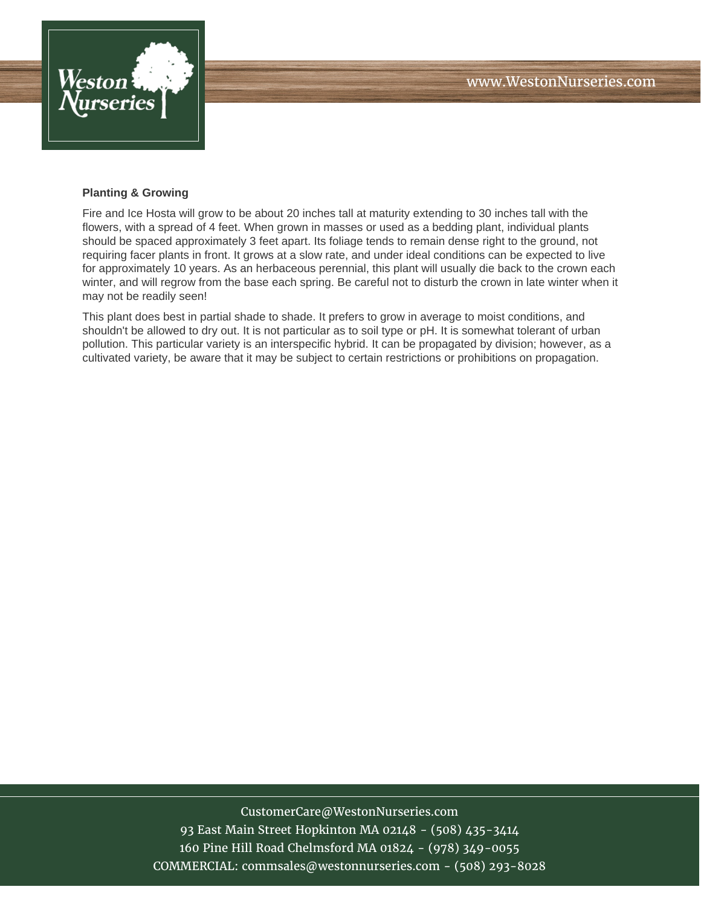### Planting & Growing

Fire and Ice Hosta will grow to be about 20 inches tall at maturity extending to 30 inches tall with the flowers, with a spread of 4 feet. When grown in masses or used as a bedding plant, individual plants should be spaced approximately 3 feet apart. Its foliage tends to remain dense right to the ground, not requiring facer plants in front. It grows at a slow rate, and under ideal conditions can be expected to live for approximately 10 years. As an herbaceous perennial, this plant will usually die back to the crown each winter, and will regrow from the base each spring. Be careful not to disturb the crown in late winter when it may not be readily seen!

This plant does best in partial shade to shade. It prefers to grow in average to moist conditions, and shouldn't be allowed to dry out. It is not particular as to soil type or pH. It is somewhat tolerant of urban pollution. This particular variety is an interspecific hybrid. It can be propagated by division; however, as a cultivated variety, be aware that it may be subject to certain restrictions or prohibitions on propagation.